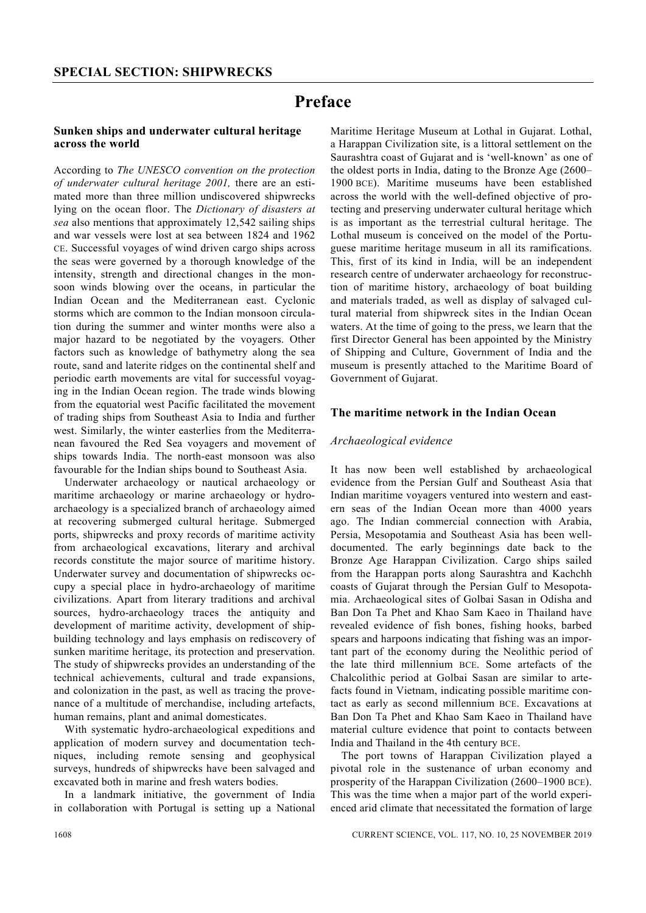## SPECIAL SECTION: SHIPWRECKS

# Preface

### Sunken ships and underwater cultural heritage across the world

According to *The UNESCO convention on the protection of underwater cultural heritage 2001,* there are an estimated more than three million undiscovered shipwrecks lying on the ocean floor. The *Dictionary of disasters at sea* also mentions that approximately 12,542 sailing ships and war vessels were lost at sea between 1824 and 1962 CE. Successful voyages of wind driven cargo ships across the seas were governed by a thorough knowledge of the intensity, strength and directional changes in the monsoon winds blowing over the oceans, in particular the Indian Ocean and the Mediterranean east. Cyclonic storms which are common to the Indian monsoon circulation during the summer and winter months were also a major hazard to be negotiated by the voyagers. Other factors such as knowledge of bathymetry along the sea route, sand and laterite ridges on the continental shelf and periodic earth movements are vital for successful voyaging in the Indian Ocean region. The trade winds blowing from the equatorial west Pacific facilitated the movement of trading ships from Southeast Asia to India and further west. Similarly, the winter easterlies from the Mediterranean favoured the Red Sea voyagers and movement of ships towards India. The north-east monsoon was also favourable for the Indian ships bound to Southeast Asia.

Underwater archaeology or nautical archaeology or maritime archaeology or marine archaeology or hydroarchaeology is a specialized branch of archaeology aimed at recovering submerged cultural heritage. Submerged ports, shipwrecks and proxy records of maritime activity from archaeological excavations, literary and archival records constitute the major source of maritime history. Underwater survey and documentation of shipwrecks occupy a special place in hydro-archaeology of maritime civilizations. Apart from literary traditions and archival sources, hydro-archaeology traces the antiquity and development of maritime activity, development of shipbuilding technology and lays emphasis on rediscovery of sunken maritime heritage, its protection and preservation. The study of shipwrecks provides an understanding of the technical achievements, cultural and trade expansions, and colonization in the past, as well as tracing the provenance of a multitude of merchandise, including artefacts, human remains, plant and animal domesticates.

With systematic hydro-archaeological expeditions and application of modern survey and documentation techniques, including remote sensing and geophysical surveys, hundreds of shipwrecks have been salvaged and excavated both in marine and fresh waters bodies.

In a landmark initiative, the government of India in collaboration with Portugal is setting up a National Maritime Heritage Museum at Lothal in Gujarat. Lothal, a Harappan Civilization site, is a littoral settlement on the Saurashtra coast of Gujarat and is 'well-known' as one of the oldest ports in India, dating to the Bronze Age (2600–1900 BCE). Maritime museums have been established across the world with the well-defined objective of protecting and preserving underwater cultural heritage which is as important as the terrestrial cultural heritage. The Lothal museum is conceived on the model of the Portuguese maritime heritage museum in all its ramifications. This, first of its kind in India, will be an independent research centre of underwater archaeology for reconstruction of maritime history, archaeology of boat building and materials traded, as well as display of salvaged cultural material from shipwreck sites in the Indian Ocean waters. At the time of going to the press, we learn that the first Director General has been appointed by the Ministry of Shipping and Culture, Government of India and the museum is presently attached to the Maritime Board of Government of Gujarat.

### The maritime network in the Indian Ocean

#### *Archaeological evidence*

It has now been well established by archaeological evidence from the Persian Gulf and Southeast Asia that Indian maritime voyagers ventured into western and eastern seas of the Indian Ocean more than 4000 years ago. The Indian commercial connection with Arabia, Persia, Mesopotamia and Southeast Asia has been well-documented. The early beginnings date back to the Bronze Age Harappan Civilization. Cargo ships sailed from the Harappan ports along Saurashtra and Kachchh coasts of Gujarat through the Persian Gulf to Mesopotamia. Archaeological sites of Golbai Sasan in Odisha and Ban Don Ta Phet and Khao Sam Kaeo in Thailand have revealed evidence of fish bones, fishing hooks, barbed spears and harpoons indicating that fishing was an important part of the economy during the Neolithic period of the late third millennium BCE. Some artefacts of the Chalcolithic period at Golbai Sasan are similar to artefacts found in Vietnam, indicating possible maritime contact as early as second millennium BCE. Excavations at Ban Don Ta Phet and Khao Sam Kaeo in Thailand have material culture evidence that point to contacts between India and Thailand in the 4th century BCE.

The port towns of Harappan Civilization played a pivotal role in the sustenance of urban economy and prosperity of the Harappan Civilization (2600–1900 BCE). This was the time when a major part of the world experienced arid climate that necessitated the formation of large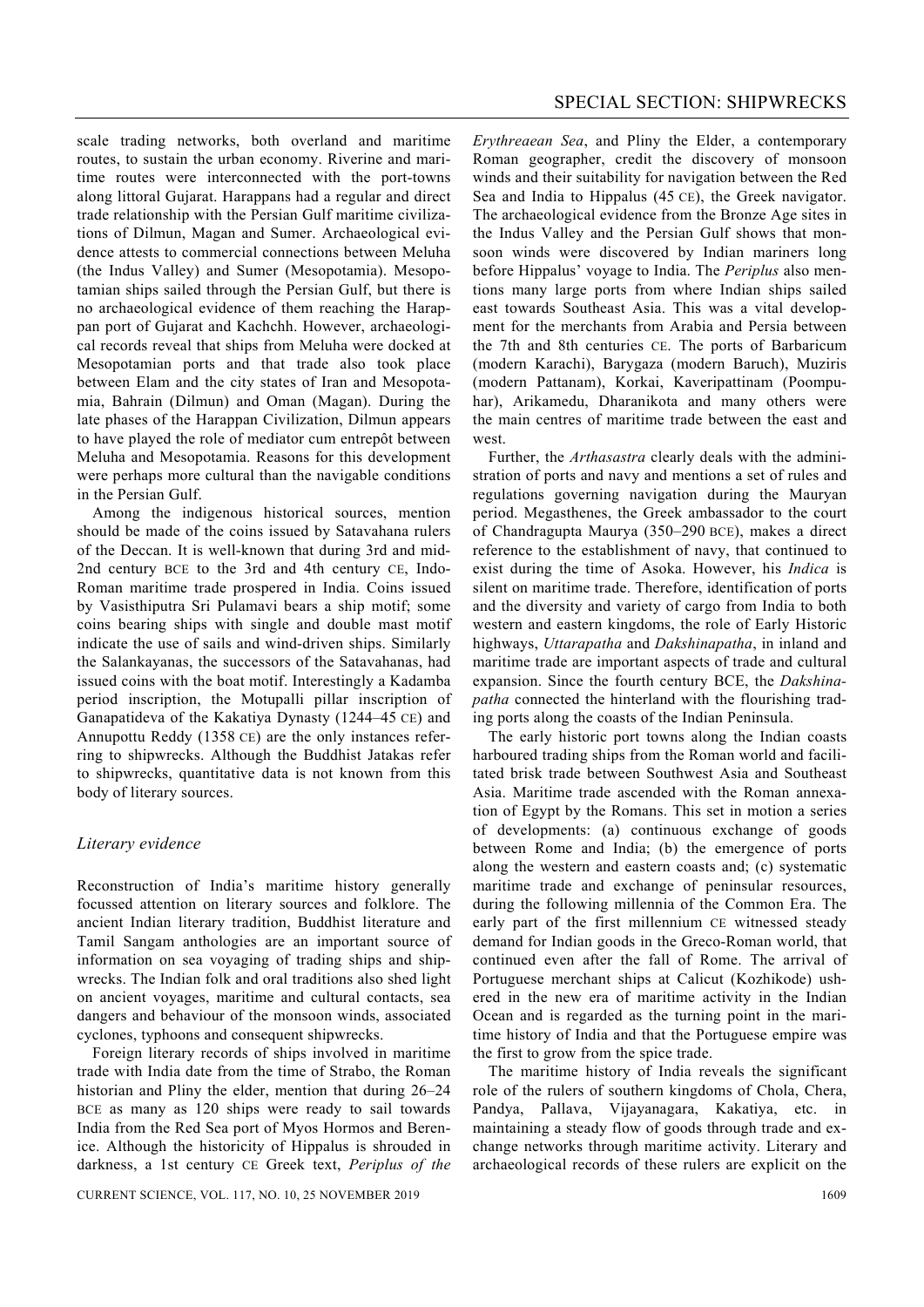scale trading networks, both overland and maritime routes, to sustain the urban economy. Riverine and maritime routes were interconnected with the port-towns along littoral Gujarat. Harappans had a regular and direct trade relationship with the Persian Gulf maritime civilizations of Dilmun, Magan and Sumer. Archaeological evidence attests to commercial connections between Meluha (the Indus Valley) and Sumer (Mesopotamia). Mesopotamian ships sailed through the Persian Gulf, but there is no archaeological evidence of them reaching the Harappan port of Gujarat and Kachchh. However, archaeological records reveal that ships from Meluha were docked at Mesopotamian ports and that trade also took place between Elam and the city states of Iran and Mesopotamia, Bahrain (Dilmun) and Oman (Magan). During the late phases of the Harappan Civilization, Dilmun appears to have played the role of mediator cum entrepôt between Meluha and Mesopotamia. Reasons for this development were perhaps more cultural than the navigable conditions in the Persian Gulf.

Among the indigenous historical sources, mention should be made of the coins issued by Satavahana rulers of the Deccan. It is well-known that during 3rd and mid-2nd century BCE to the 3rd and 4th century CE, Indo-Roman maritime trade prospered in India. Coins issued by Vasisthiputra Sri Pulamavi bears a ship motif; some coins bearing ships with single and double mast motif indicate the use of sails and wind-driven ships. Similarly the Salankayanas, the successors of the Satavahanas, had issued coins with the boat motif. Interestingly a Kadamba period inscription, the Motupalli pillar inscription of Ganapatideva of the Kakatiya Dynasty (1244–45 CE) and Annupottu Reddy (1358 CE) are the only instances referring to shipwrecks. Although the Buddhist Jatakas refer to shipwrecks, quantitative data is not known from this body of literary sources.

## *Literary evidence*

Reconstruction of India's maritime history generally focussed attention on literary sources and folklore. The ancient Indian literary tradition, Buddhist literature and Tamil Sangam anthologies are an important source of information on sea voyaging of trading ships and shipwrecks. The Indian folk and oral traditions also shed light on ancient voyages, maritime and cultural contacts, sea dangers and behaviour of the monsoon winds, associated cyclones, typhoons and consequent shipwrecks.

Foreign literary records of ships involved in maritime trade with India date from the time of Strabo, the Roman historian and Pliny the elder, mention that during 26–24 BCE as many as 120 ships were ready to sail towards India from the Red Sea port of Myos Hormos and Berenice. Although the historicity of Hippalus is shrouded in darkness, a 1st century CE Greek text, *Periplus of the Erythreaean Sea*, and Pliny the Elder, a contemporary Roman geographer, credit the discovery of monsoon winds and their suitability for navigation between the Red Sea and India to Hippalus (45 CE), the Greek navigator. The archaeological evidence from the Bronze Age sites in the Indus Valley and the Persian Gulf shows that monsoon winds were discovered by Indian mariners long before Hippalus' voyage to India. The *Periplus* also mentions many large ports from where Indian ships sailed east towards Southeast Asia. This was a vital development for the merchants from Arabia and Persia between the 7th and 8th centuries CE. The ports of Barbaricum (modern Karachi), Barygaza (modern Baruch), Muziris (modern Pattanam), Korkai, Kaveripattinam (Poompuhar), Arikamedu, Dharanikota and many others were the main centres of maritime trade between the east and west.

Further, the *Arthasastra* clearly deals with the administration of ports and navy and mentions a set of rules and regulations governing navigation during the Mauryan period. Megasthenes, the Greek ambassador to the court of Chandragupta Maurya (350–290 BCE), makes a direct reference to the establishment of navy, that continued to exist during the time of Asoka. However, his *Indica* is silent on maritime trade. Therefore, identification of ports and the diversity and variety of cargo from India to both western and eastern kingdoms, the role of Early Historic highways, *Uttarapatha* and *Dakshinapatha*, in inland and maritime trade are important aspects of trade and cultural expansion. Since the fourth century BCE, the *Dakshinapatha* connected the hinterland with the flourishing trading ports along the coasts of the Indian Peninsula.

The early historic port towns along the Indian coasts harboured trading ships from the Roman world and facilitated brisk trade between Southwest Asia and Southeast Asia. Maritime trade ascended with the Roman annexation of Egypt by the Romans. This set in motion a series of developments: (a) continuous exchange of goods between Rome and India; (b) the emergence of ports along the western and eastern coasts and; (c) systematic maritime trade and exchange of peninsular resources, during the following millennia of the Common Era. The early part of the first millennium CE witnessed steady demand for Indian goods in the Greco-Roman world, that continued even after the fall of Rome. The arrival of Portuguese merchant ships at Calicut (Kozhikode) ushered in the new era of maritime activity in the Indian Ocean and is regarded as the turning point in the maritime history of India and that the Portuguese empire was the first to grow from the spice trade.

The maritime history of India reveals the significant role of the rulers of southern kingdoms of Chola, Chera, Pandya, Pallava, Vijayanagara, Kakatiya, etc. in maintaining a steady flow of goods through trade and exchange networks through maritime activity. Literary and archaeological records of these rulers are explicit on the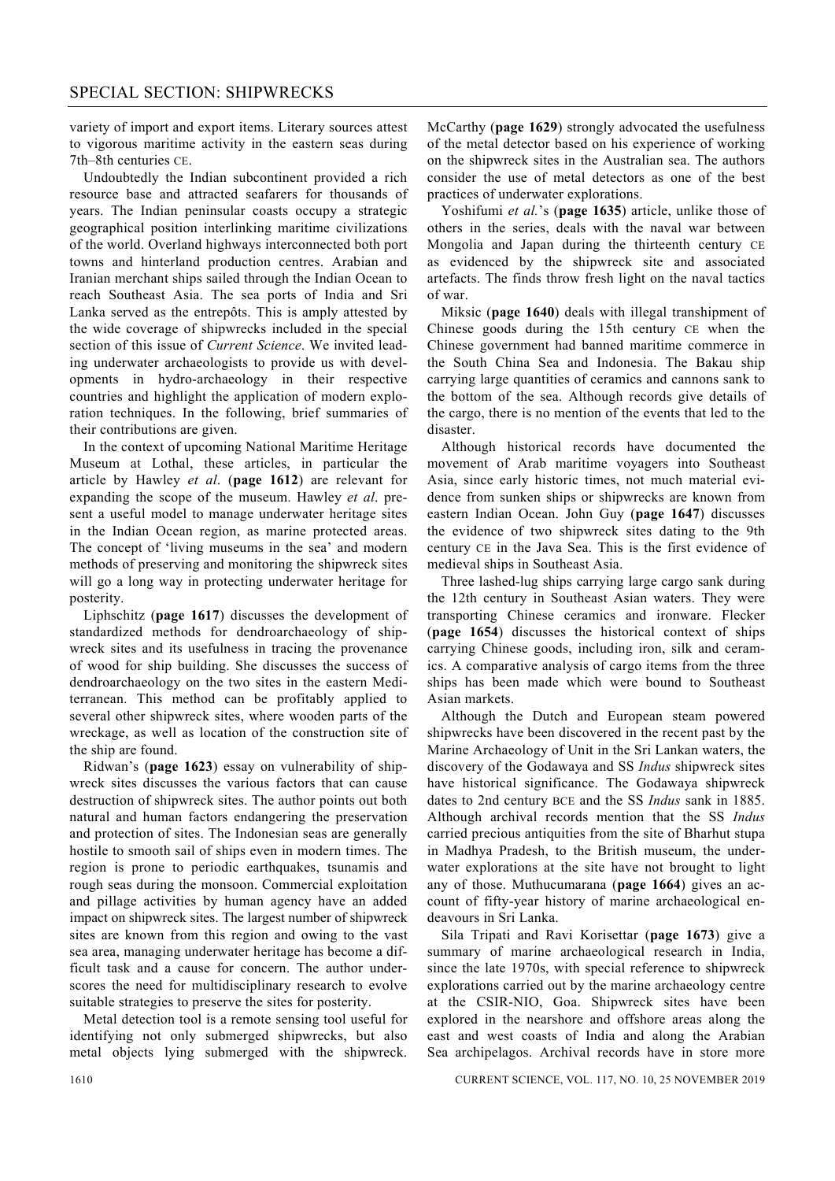variety of import and export items. Literary sources attest to vigorous maritime activity in the eastern seas during 7th–8th centuries CE.

Undoubtedly the Indian subcontinent provided a rich resource base and attracted seafarers for thousands of years. The Indian peninsular coasts occupy a strategic geographical position interlinking maritime civilizations of the world. Overland highways interconnected both port towns and hinterland production centres. Arabian and Iranian merchant ships sailed through the Indian Ocean to reach Southeast Asia. The sea ports of India and Sri Lanka served as the entrepôts. This is amply attested by the wide coverage of shipwrecks included in the special section of this issue of *Current Science*. We invited leading underwater archaeologists to provide us with developments in hydro-archaeology in their respective countries and highlight the application of modern exploration techniques. In the following, brief summaries of their contributions are given.

In the context of upcoming National Maritime Heritage Museum at Lothal, these articles, in particular the article by Hawley *et al*. (**page 1612**) are relevant for expanding the scope of the museum. Hawley *et al*. present a useful model to manage underwater heritage sites in the Indian Ocean region, as marine protected areas. The concept of 'living museums in the sea' and modern methods of preserving and monitoring the shipwreck sites will go a long way in protecting underwater heritage for posterity.

Liphschitz (**page 1617**) discusses the development of standardized methods for dendroarchaeology of shipwreck sites and its usefulness in tracing the provenance of wood for ship building. She discusses the success of dendroarchaeology on the two sites in the eastern Mediterranean. This method can be profitably applied to several other shipwreck sites, where wooden parts of the wreckage, as well as location of the construction site of the ship are found.

Ridwan's (**page 1623**) essay on vulnerability of shipwreck sites discusses the various factors that can cause destruction of shipwreck sites. The author points out both natural and human factors endangering the preservation and protection of sites. The Indonesian seas are generally hostile to smooth sail of ships even in modern times. The region is prone to periodic earthquakes, tsunamis and rough seas during the monsoon. Commercial exploitation and pillage activities by human agency have an added impact on shipwreck sites. The largest number of shipwreck sites are known from this region and owing to the vast sea area, managing underwater heritage has become a difficult task and a cause for concern. The author underscores the need for multidisciplinary research to evolve suitable strategies to preserve the sites for posterity.

Metal detection tool is a remote sensing tool useful for identifying not only submerged shipwrecks, but also metal objects lying submerged with the shipwreck. McCarthy (**page 1629**) strongly advocated the usefulness of the metal detector based on his experience of working on the shipwreck sites in the Australian sea. The authors consider the use of metal detectors as one of the best practices of underwater explorations.

Yoshifumi *et al.*'s (**page 1635**) article, unlike those of others in the series, deals with the naval war between Mongolia and Japan during the thirteenth century CE as evidenced by the shipwreck site and associated artefacts. The finds throw fresh light on the naval tactics of war.

Miksic (**page 1640**) deals with illegal transhipment of Chinese goods during the 15th century CE when the Chinese government had banned maritime commerce in the South China Sea and Indonesia. The Bakau ship carrying large quantities of ceramics and cannons sank to the bottom of the sea. Although records give details of the cargo, there is no mention of the events that led to the disaster.

Although historical records have documented the movement of Arab maritime voyagers into Southeast Asia, since early historic times, not much material evidence from sunken ships or shipwrecks are known from eastern Indian Ocean. John Guy (**page 1647**) discusses the evidence of two shipwreck sites dating to the 9th century CE in the Java Sea. This is the first evidence of medieval ships in Southeast Asia.

Three lashed-lug ships carrying large cargo sank during the 12th century in Southeast Asian waters. They were transporting Chinese ceramics and ironware. Flecker (**page 1654**) discusses the historical context of ships carrying Chinese goods, including iron, silk and ceramics. A comparative analysis of cargo items from the three ships has been made which were bound to Southeast Asian markets.

Although the Dutch and European steam powered shipwrecks have been discovered in the recent past by the Marine Archaeology of Unit in the Sri Lankan waters, the discovery of the Godawaya and SS *Indus* shipwreck sites have historical significance. The Godawaya shipwreck dates to 2nd century BCE and the SS *Indus* sank in 1885. Although archival records mention that the SS *Indus* carried precious antiquities from the site of Bharhut stupa in Madhya Pradesh, to the British museum, the underwater explorations at the site have not brought to light any of those. Muthucumarana (**page 1664**) gives an account of fifty-year history of marine archaeological endeavours in Sri Lanka.

Sila Tripati and Ravi Korisettar (**page 1673**) give a summary of marine archaeological research in India, since the late 1970s, with special reference to shipwreck explorations carried out by the marine archaeology centre at the CSIR-NIO, Goa. Shipwreck sites have been explored in the nearshore and offshore areas along the east and west coasts of India and along the Arabian Sea archipelagos. Archival records have in store more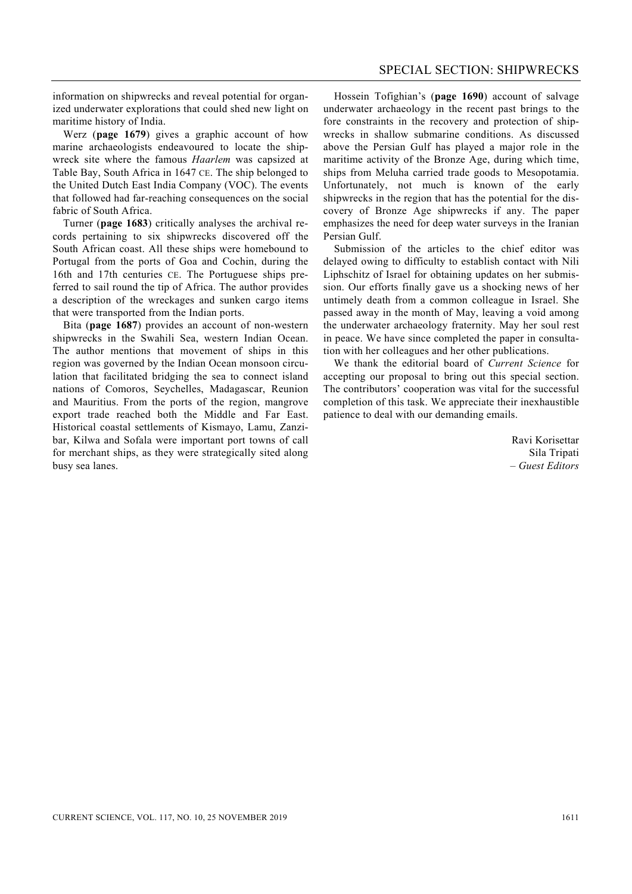information on shipwrecks and reveal potential for organized underwater explorations that could shed new light on maritime history of India.

Werz (**page 1679**) gives a graphic account of how marine archaeologists endeavoured to locate the shipwreck site where the famous *Haarlem* was capsized at Table Bay, South Africa in 1647 CE. The ship belonged to the United Dutch East India Company (VOC). The events that followed had far-reaching consequences on the social fabric of South Africa.

Turner (**page 1683**) critically analyses the archival records pertaining to six shipwrecks discovered off the South African coast. All these ships were homebound to Portugal from the ports of Goa and Cochin, during the 16th and 17th centuries CE. The Portuguese ships preferred to sail round the tip of Africa. The author provides a description of the wreckages and sunken cargo items that were transported from the Indian ports.

Bita (**page 1687**) provides an account of non-western shipwrecks in the Swahili Sea, western Indian Ocean. The author mentions that movement of ships in this region was governed by the Indian Ocean monsoon circulation that facilitated bridging the sea to connect island nations of Comoros, Seychelles, Madagascar, Reunion and Mauritius. From the ports of the region, mangrove export trade reached both the Middle and Far East. Historical coastal settlements of Kismayo, Lamu, Zanzibar, Kilwa and Sofala were important port towns of call for merchant ships, as they were strategically sited along busy sea lanes.

Hossein Tofighian's (**page 1690**) account of salvage underwater archaeology in the recent past brings to the fore constraints in the recovery and protection of shipwrecks in shallow submarine conditions. As discussed above the Persian Gulf has played a major role in the maritime activity of the Bronze Age, during which time, ships from Meluha carried trade goods to Mesopotamia. Unfortunately, not much is known of the early shipwrecks in the region that has the potential for the discovery of Bronze Age shipwrecks if any. The paper emphasizes the need for deep water surveys in the Iranian Persian Gulf.

Submission of the articles to the chief editor was delayed owing to difficulty to establish contact with Nili Liphschitz of Israel for obtaining updates on her submission. Our efforts finally gave us a shocking news of her untimely death from a common colleague in Israel. She passed away in the month of May, leaving a void among the underwater archaeology fraternity. May her soul rest in peace. We have since completed the paper in consultation with her colleagues and her other publications.

We thank the editorial board of *Current Science* for accepting our proposal to bring out this special section. The contributors' cooperation was vital for the successful completion of this task. We appreciate their inexhaustible patience to deal with our demanding emails.

Ravi Korisettar
Sila Tripati
– *Guest Editors*